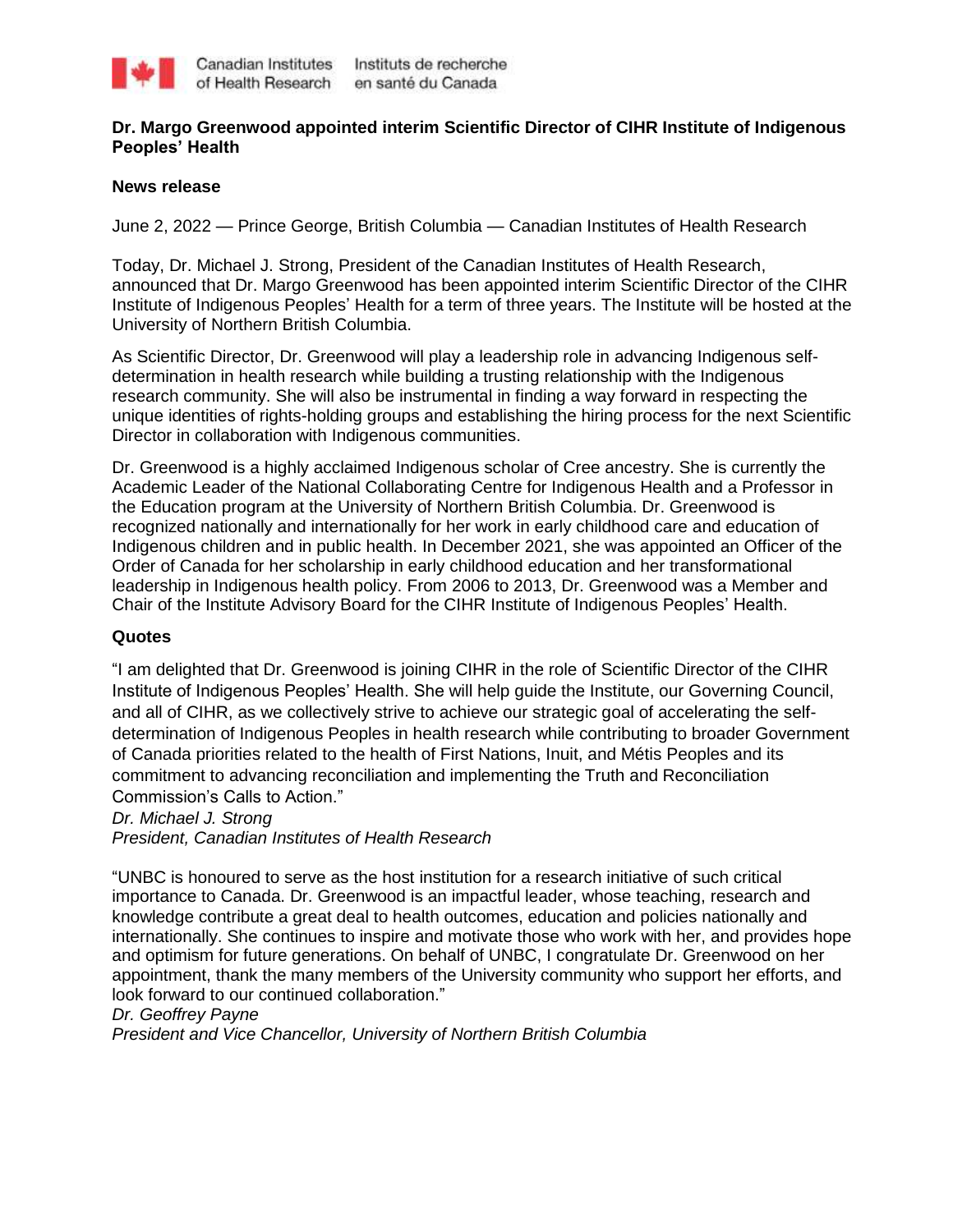Canadian Institutes of Health Research | Instituts de recherche en santé du Canada

# Dr. Margo Greenwood appointed interim Scientific Director of CIHR Institute of Indigenous Peoples' Health

**News release**

June 2, 2022 — Prince George, British Columbia — Canadian Institutes of Health Research

Today, Dr. Michael J. Strong, President of the Canadian Institutes of Health Research, announced that Dr. Margo Greenwood has been appointed interim Scientific Director of the CIHR Institute of Indigenous Peoples' Health for a term of three years. The Institute will be hosted at the University of Northern British Columbia.

As Scientific Director, Dr. Greenwood will play a leadership role in advancing Indigenous self-determination in health research while building a trusting relationship with the Indigenous research community. She will also be instrumental in finding a way forward in respecting the unique identities of rights-holding groups and establishing the hiring process for the next Scientific Director in collaboration with Indigenous communities.

Dr. Greenwood is a highly acclaimed Indigenous scholar of Cree ancestry. She is currently the Academic Leader of the National Collaborating Centre for Indigenous Health and a Professor in the Education program at the University of Northern British Columbia. Dr. Greenwood is recognized nationally and internationally for her work in early childhood care and education of Indigenous children and in public health. In December 2021, she was appointed an Officer of the Order of Canada for her scholarship in early childhood education and her transformational leadership in Indigenous health policy. From 2006 to 2013, Dr. Greenwood was a Member and Chair of the Institute Advisory Board for the CIHR Institute of Indigenous Peoples' Health.

**Quotes**

"I am delighted that Dr. Greenwood is joining CIHR in the role of Scientific Director of the CIHR Institute of Indigenous Peoples' Health. She will help guide the Institute, our Governing Council, and all of CIHR, as we collectively strive to achieve our strategic goal of accelerating the self-determination of Indigenous Peoples in health research while contributing to broader Government of Canada priorities related to the health of First Nations, Inuit, and Métis Peoples and its commitment to advancing reconciliation and implementing the Truth and Reconciliation Commission's Calls to Action."
*Dr. Michael J. Strong*
*President, Canadian Institutes of Health Research*

"UNBC is honoured to serve as the host institution for a research initiative of such critical importance to Canada. Dr. Greenwood is an impactful leader, whose teaching, research and knowledge contribute a great deal to health outcomes, education and policies nationally and internationally. She continues to inspire and motivate those who work with her, and provides hope and optimism for future generations. On behalf of UNBC, I congratulate Dr. Greenwood on her appointment, thank the many members of the University community who support her efforts, and look forward to our continued collaboration."
*Dr. Geoffrey Payne*
*President and Vice Chancellor, University of Northern British Columbia*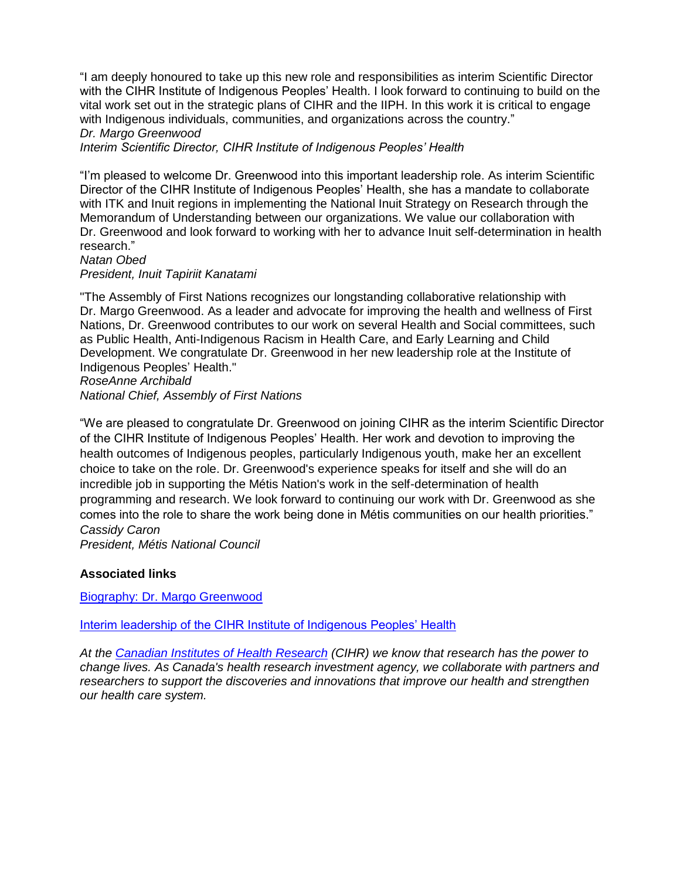"I am deeply honoured to take up this new role and responsibilities as interim Scientific Director with the CIHR Institute of Indigenous Peoples' Health. I look forward to continuing to build on the vital work set out in the strategic plans of CIHR and the IIPH. In this work it is critical to engage with Indigenous individuals, communities, and organizations across the country."
*Dr. Margo Greenwood*
*Interim Scientific Director, CIHR Institute of Indigenous Peoples' Health*

"I'm pleased to welcome Dr. Greenwood into this important leadership role. As interim Scientific Director of the CIHR Institute of Indigenous Peoples' Health, she has a mandate to collaborate with ITK and Inuit regions in implementing the National Inuit Strategy on Research through the Memorandum of Understanding between our organizations. We value our collaboration with Dr. Greenwood and look forward to working with her to advance Inuit self-determination in health research."
*Natan Obed*
*President, Inuit Tapiriit Kanatami*

"The Assembly of First Nations recognizes our longstanding collaborative relationship with Dr. Margo Greenwood. As a leader and advocate for improving the health and wellness of First Nations, Dr. Greenwood contributes to our work on several Health and Social committees, such as Public Health, Anti-Indigenous Racism in Health Care, and Early Learning and Child Development. We congratulate Dr. Greenwood in her new leadership role at the Institute of Indigenous Peoples' Health."
*RoseAnne Archibald*
*National Chief, Assembly of First Nations*

"We are pleased to congratulate Dr. Greenwood on joining CIHR as the interim Scientific Director of the CIHR Institute of Indigenous Peoples' Health. Her work and devotion to improving the health outcomes of Indigenous peoples, particularly Indigenous youth, make her an excellent choice to take on the role. Dr. Greenwood's experience speaks for itself and she will do an incredible job in supporting the Métis Nation's work in the self-determination of health programming and research. We look forward to continuing our work with Dr. Greenwood as she comes into the role to share the work being done in Métis communities on our health priorities."
*Cassidy Caron*
*President, Métis National Council*

**Associated links**

Biography: Dr. Margo Greenwood

Interim leadership of the CIHR Institute of Indigenous Peoples' Health

*At the Canadian Institutes of Health Research (CIHR) we know that research has the power to change lives. As Canada's health research investment agency, we collaborate with partners and researchers to support the discoveries and innovations that improve our health and strengthen our health care system.*